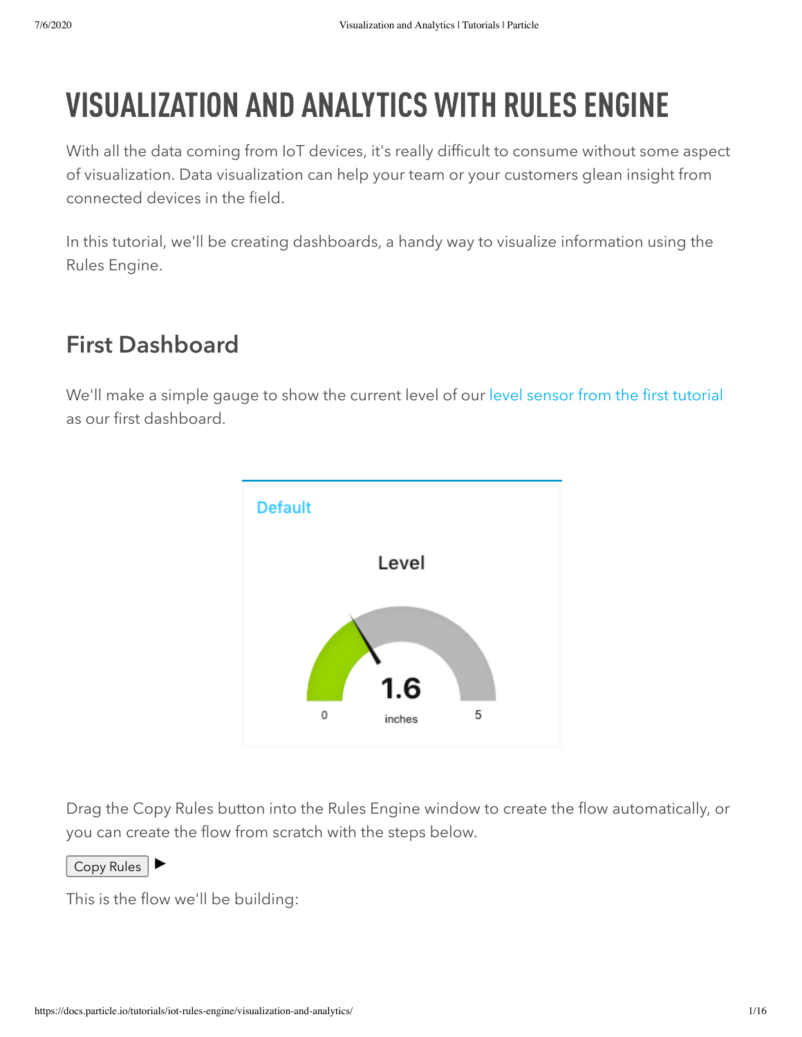# VISUALIZATION AND ANALYTICS WITH RULES ENGINE

With all the data coming from IoT devices, it's really difficult to consume without some aspect of visualization. Data visualization can help your team or your customers glean insight from connected devices in the field.

In this tutorial, we'll be creating dashboards, a handy way to visualize information using the Rules Engine.

## First Dashboard

We'll make a simple gauge to show the current level of our level sensor from the first tutorial as our first dashboard.

Drag the Copy Rules button into the Rules Engine window to create the flow automatically, or you can create the flow from scratch with the steps below.

Copy Rules ▶

This is the flow we'll be building: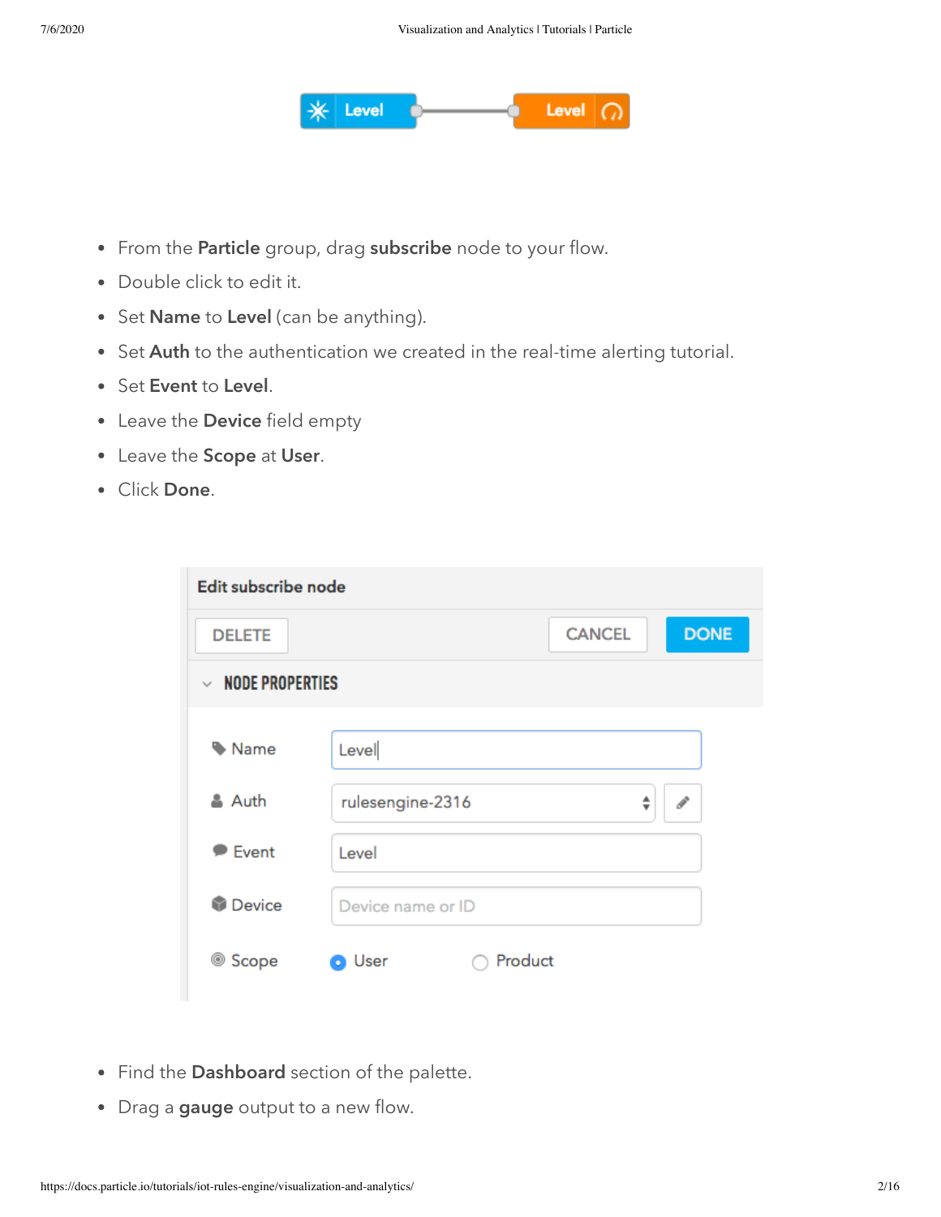- From the **Particle** group, drag **subscribe** node to your flow.
- Double click to edit it.
- Set **Name** to **Level** (can be anything).
- Set **Auth** to the authentication we created in the real-time alerting tutorial.
- Set **Event** to **Level**.
- Leave the **Device** field empty
- Leave the **Scope** at **User**.
- Click **Done**.

- Find the **Dashboard** section of the palette.
- Drag a **gauge** output to a new flow.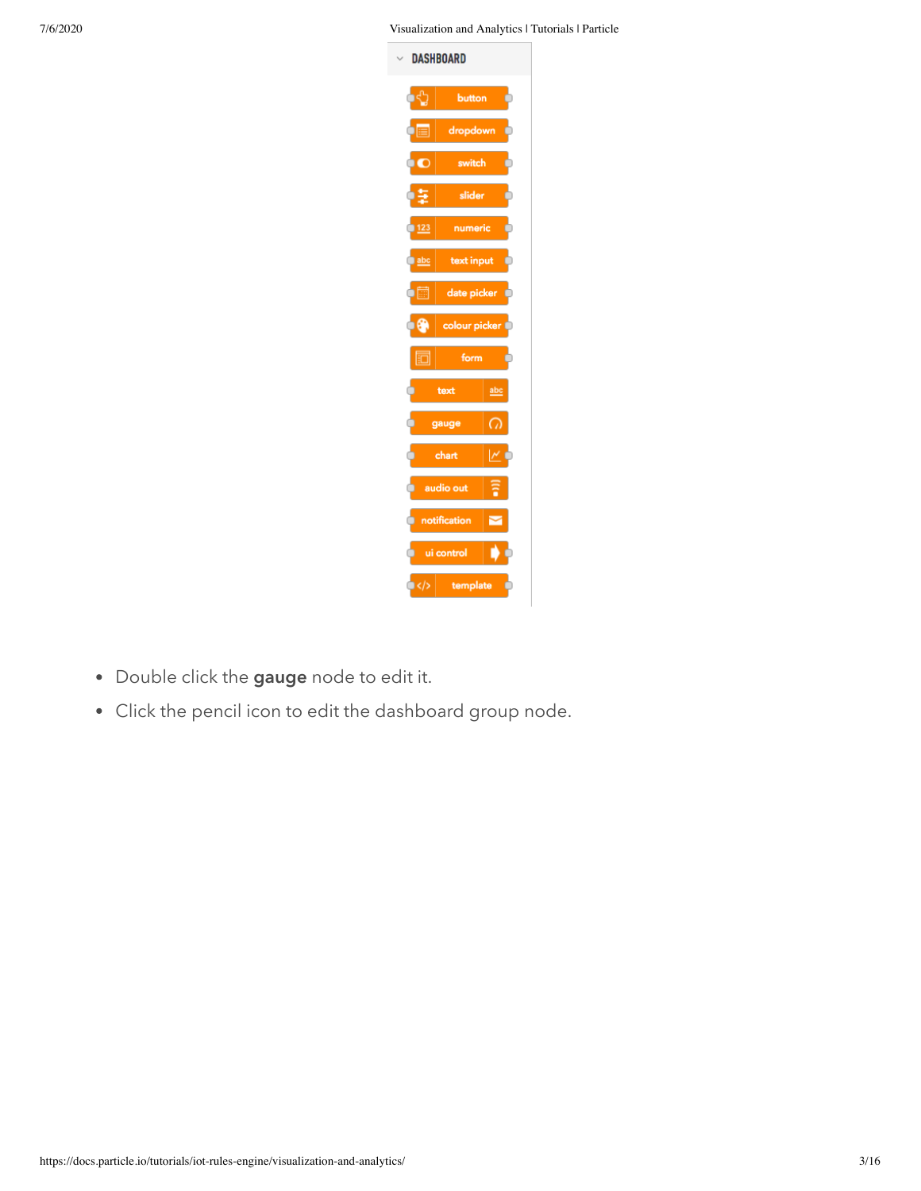- Double click the **gauge** node to edit it.
- Click the pencil icon to edit the dashboard group node.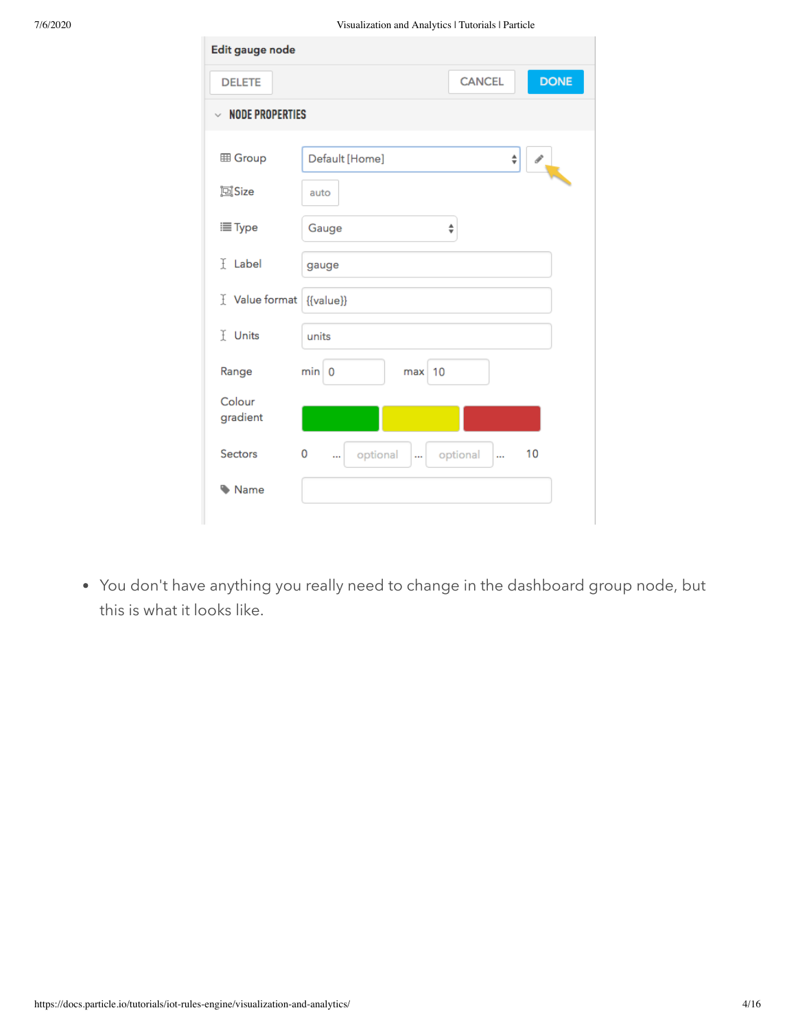- You don't have anything you really need to change in the dashboard group node, but this is what it looks like.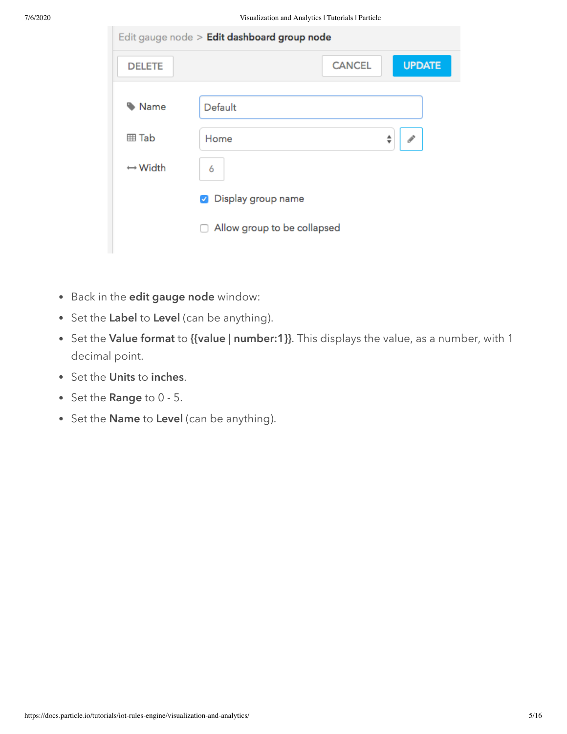- Back in the **edit gauge node** window:
- Set the **Label** to **Level** (can be anything).
- Set the **Value format** to **{{value | number:1}}**. This displays the value, as a number, with 1 decimal point.
- Set the **Units** to **inches**.
- Set the **Range** to 0 - 5.
- Set the **Name** to **Level** (can be anything).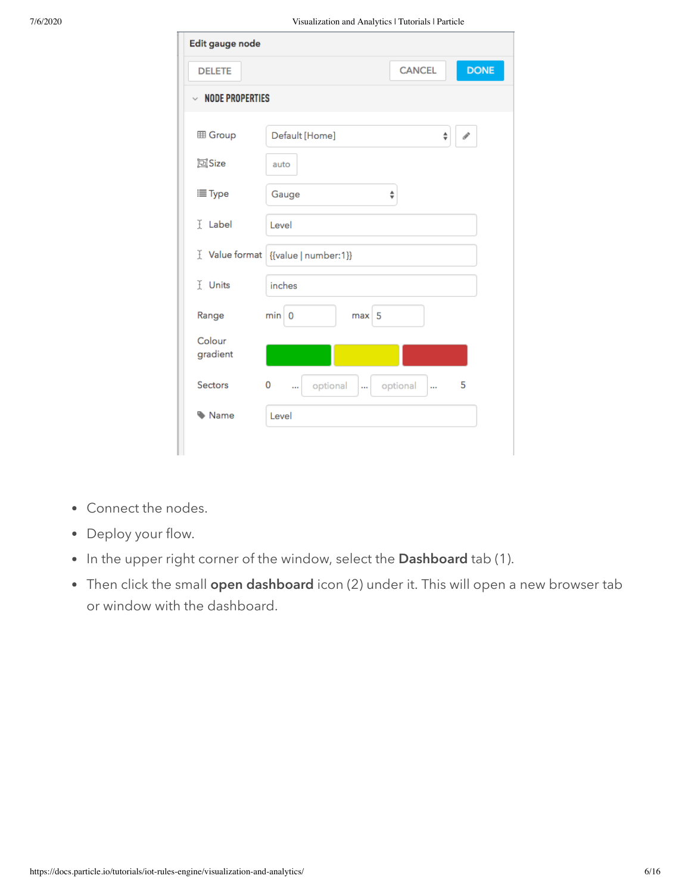Edit gauge node

DELETE | CANCEL | DONE

NODE PROPERTIES

| | |
|---|---|
| Group | Default [Home] |
| Size | auto |
| Type | Gauge |
| Label | Level |
| Value format | {{value \| number:1}} |
| Units | inches |
| Range | min 0 max 5 |
| Colour gradient | |
| Sectors | 0 ... optional ... optional ... 5 |
| Name | Level |

- Connect the nodes.
- Deploy your flow.
- In the upper right corner of the window, select the **Dashboard** tab (1).
- Then click the small **open dashboard** icon (2) under it. This will open a new browser tab or window with the dashboard.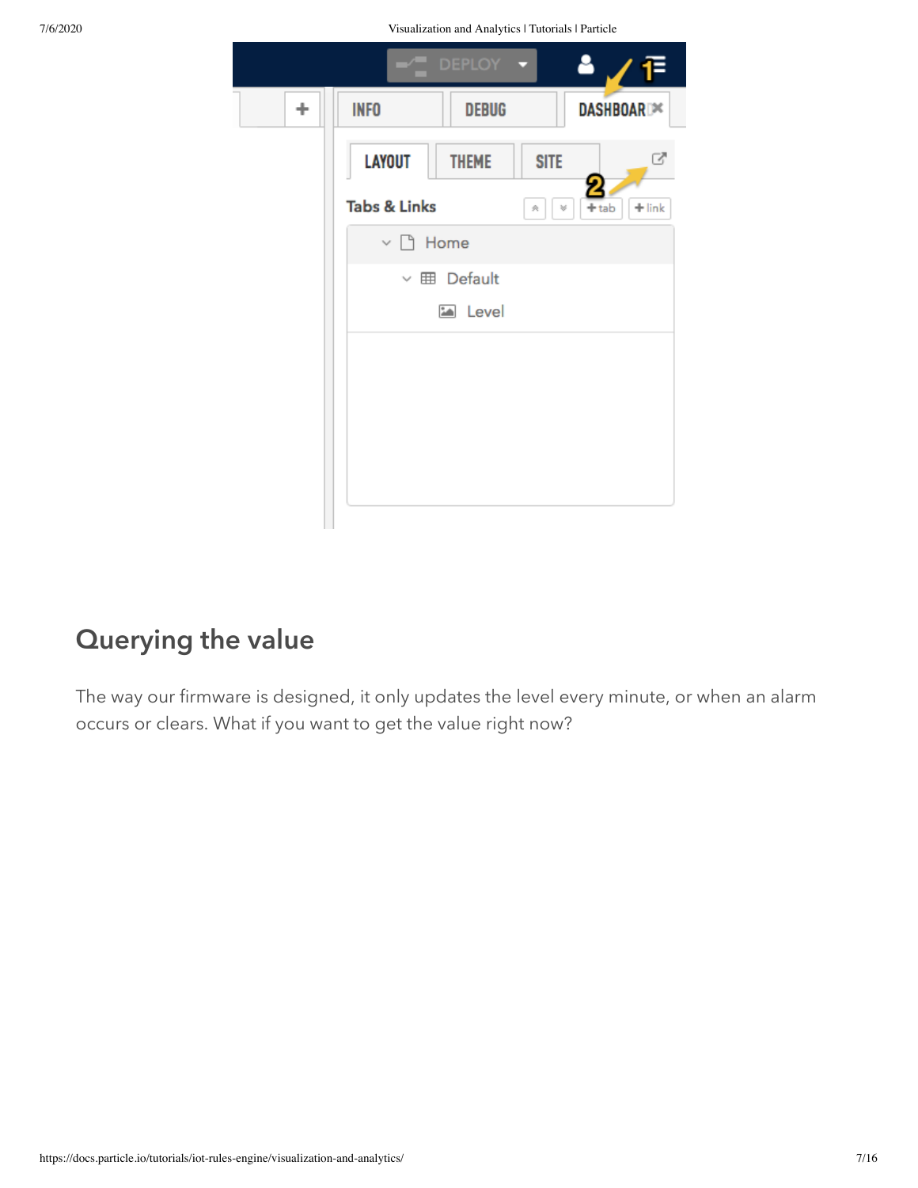## Querying the value

The way our firmware is designed, it only updates the level every minute, or when an alarm occurs or clears. What if you want to get the value right now?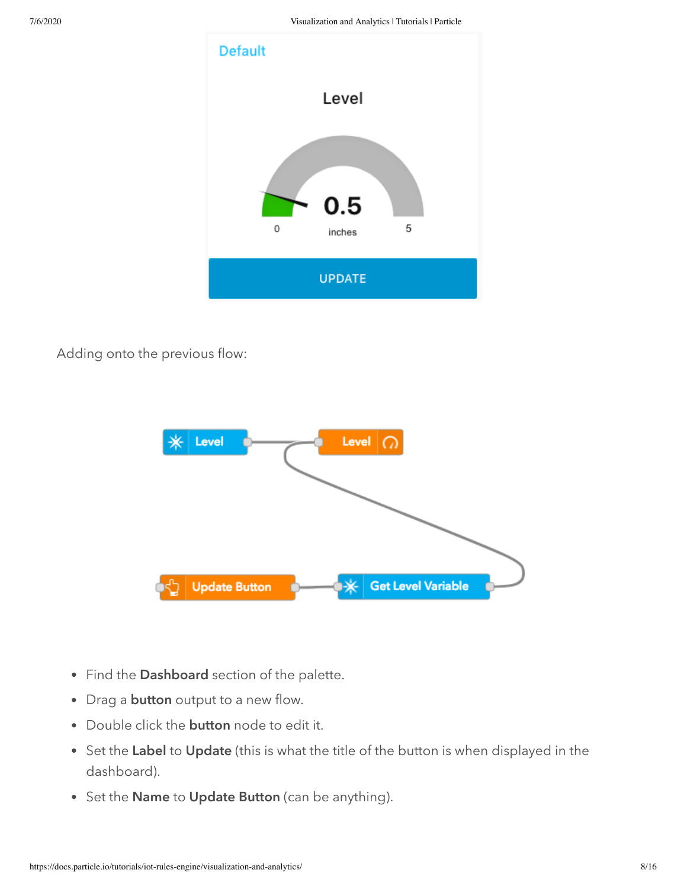Adding onto the previous flow:

- Find the **Dashboard** section of the palette.
- Drag a **button** output to a new flow.
- Double click the **button** node to edit it.
- Set the **Label** to **Update** (this is what the title of the button is when displayed in the dashboard).
- Set the **Name** to **Update Button** (can be anything).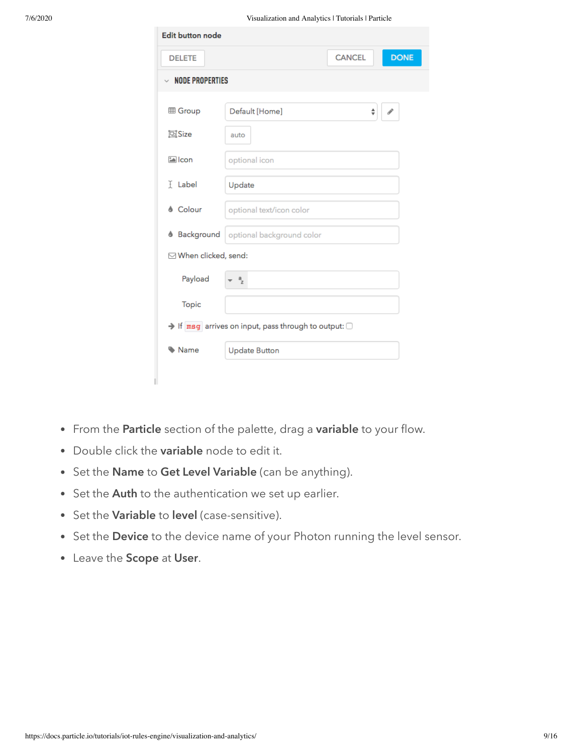- From the **Particle** section of the palette, drag a **variable** to your flow.
- Double click the **variable** node to edit it.
- Set the **Name** to **Get Level Variable** (can be anything).
- Set the **Auth** to the authentication we set up earlier.
- Set the **Variable** to **level** (case-sensitive).
- Set the **Device** to the device name of your Photon running the level sensor.
- Leave the **Scope** at **User**.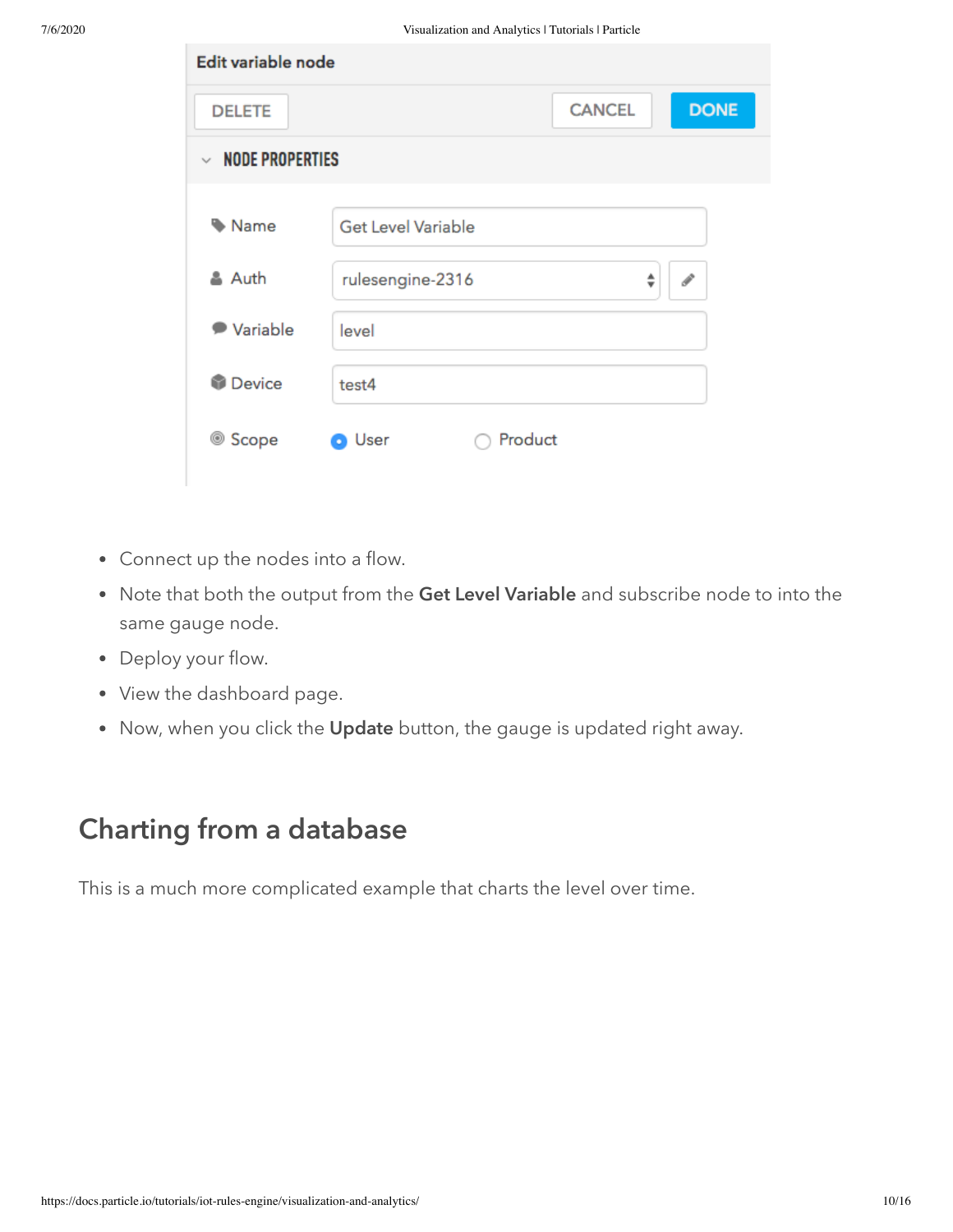- Connect up the nodes into a flow.
- Note that both the output from the **Get Level Variable** and subscribe node to into the same gauge node.
- Deploy your flow.
- View the dashboard page.
- Now, when you click the **Update** button, the gauge is updated right away.

## Charting from a database

This is a much more complicated example that charts the level over time.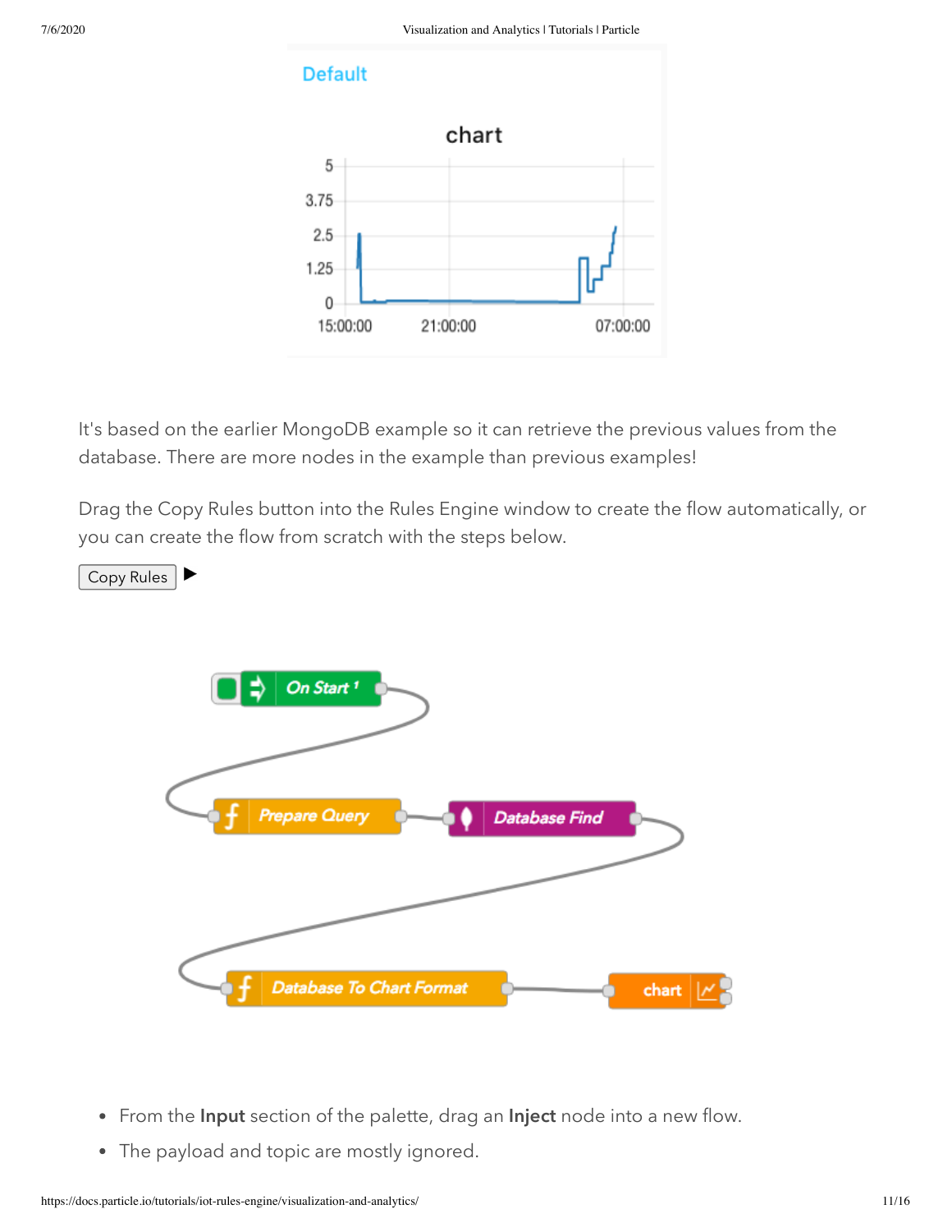It's based on the earlier MongoDB example so it can retrieve the previous values from the database. There are more nodes in the example than previous examples!

Drag the Copy Rules button into the Rules Engine window to create the flow automatically, or you can create the flow from scratch with the steps below.

Copy Rules ▶

- From the **Input** section of the palette, drag an **Inject** node into a new flow.
- The payload and topic are mostly ignored.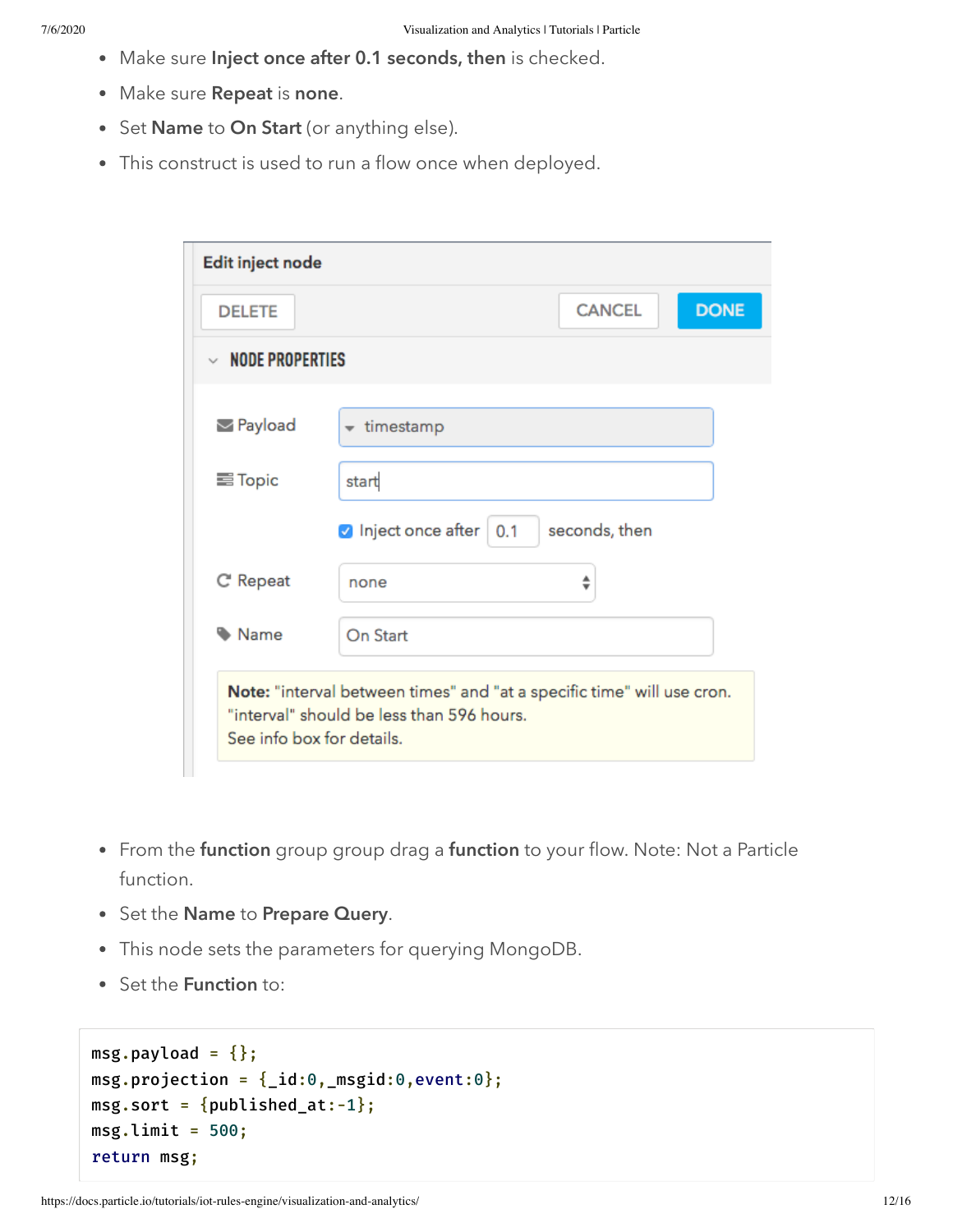- Make sure **Inject once after 0.1 seconds, then** is checked.
- Make sure **Repeat** is **none**.
- Set **Name** to **On Start** (or anything else).
- This construct is used to run a flow once when deployed.

**Edit inject node**

DELETE | CANCEL | DONE

**NODE PROPERTIES**

- Payload: timestamp
- Topic: start
- Inject once after 0.1 seconds, then
- Repeat: none
- Name: On Start

**Note:** "interval between times" and "at a specific time" will use cron. "interval" should be less than 596 hours. See info box for details.

- From the **function** group group drag a **function** to your flow. Note: Not a Particle function.
- Set the **Name** to **Prepare Query**.
- This node sets the parameters for querying MongoDB.
- Set the **Function** to:

```
msg.payload = {};
msg.projection = {_id:0,_msgid:0,event:0};
msg.sort = {published_at:-1};
msg.limit = 500;
return msg;
```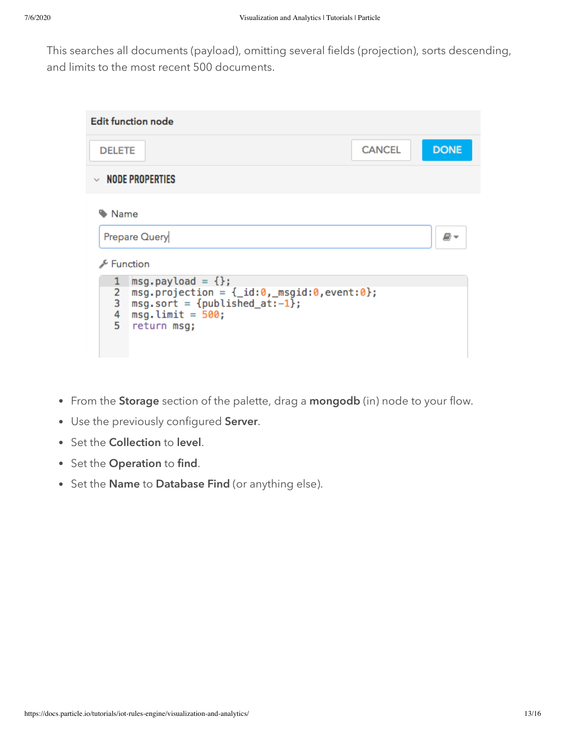This searches all documents (payload), omitting several fields (projection), sorts descending, and limits to the most recent 500 documents.

**Edit function node**

DELETE | CANCEL | DONE

**NODE PROPERTIES**

Name

Prepare Query

Function

```
msg.payload = {};
msg.projection = {_id:0,_msgid:0,event:0};
msg.sort = {published_at:-1};
msg.limit = 500;
return msg;
```

- From the **Storage** section of the palette, drag a **mongodb** (in) node to your flow.
- Use the previously configured **Server**.
- Set the **Collection** to **level**.
- Set the **Operation** to **find**.
- Set the **Name** to **Database Find** (or anything else).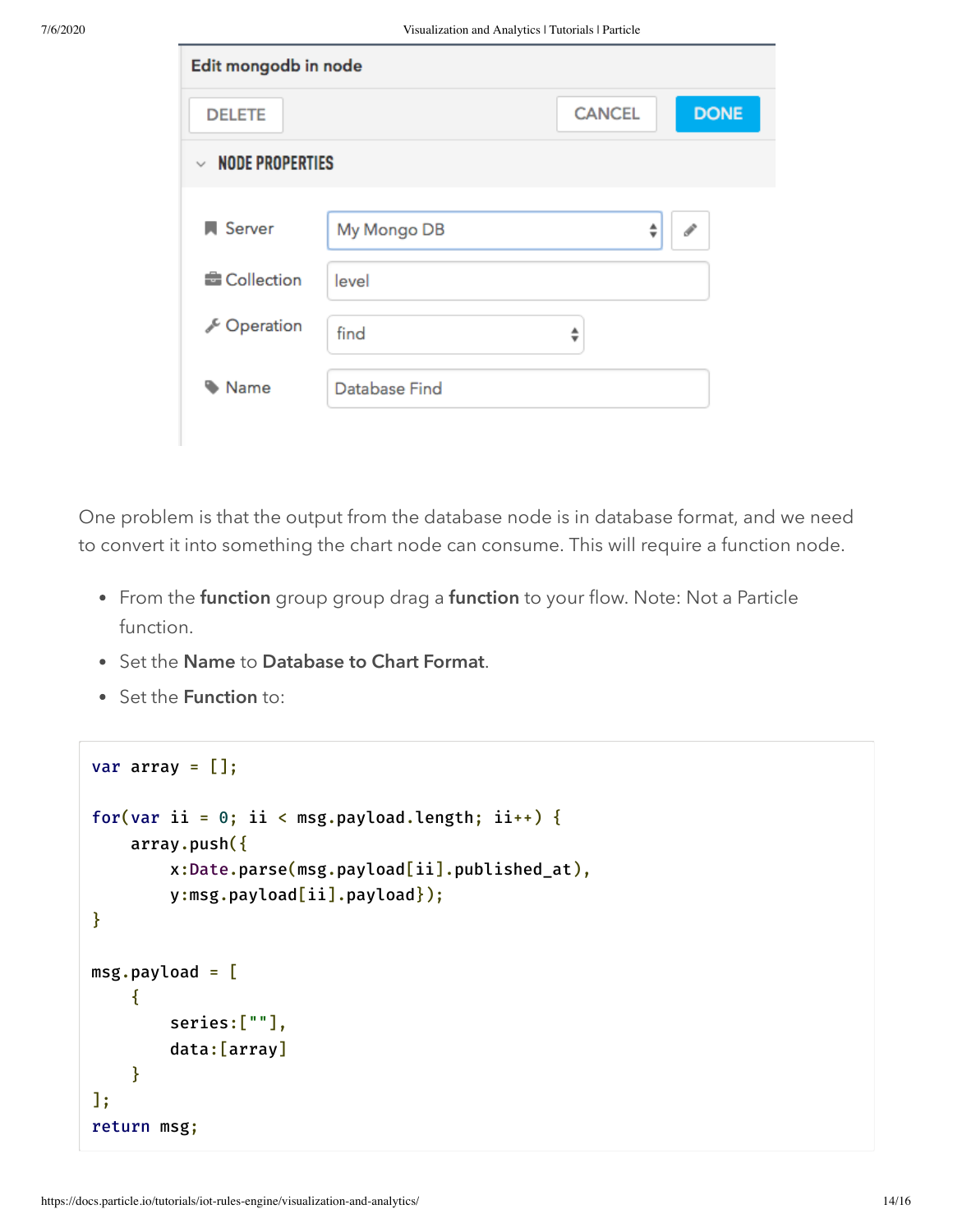One problem is that the output from the database node is in database format, and we need to convert it into something the chart node can consume. This will require a function node.

- From the **function** group group drag a **function** to your flow. Note: Not a Particle function.
- Set the **Name** to **Database to Chart Format**.
- Set the **Function** to:

```
var array = [];

for(var ii = 0; ii < msg.payload.length; ii++) {
    array.push({
        x:Date.parse(msg.payload[ii].published_at),
        y:msg.payload[ii].payload});
}

msg.payload = [
    {
        series:[""],
        data:[array]
    }
];
return msg;
```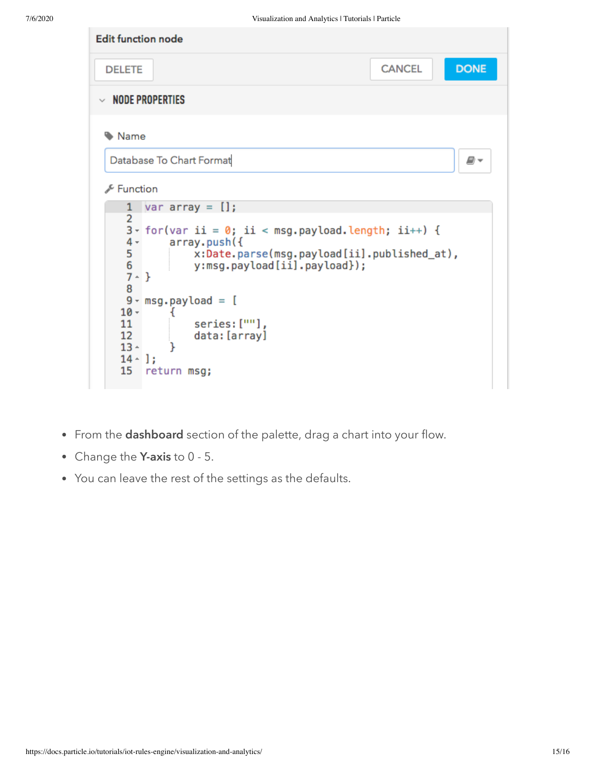**Edit function node**

DELETE    CANCEL    DONE

**NODE PROPERTIES**

Name

Database To Chart Format

Function

```
var array = [];

for(var ii = 0; ii < msg.payload.length; ii++) {
    array.push({
        x:Date.parse(msg.payload[ii].published_at),
        y:msg.payload[ii].payload});
}

msg.payload = [
    {
        series:[""],
        data:[array]
    }
];
return msg;
```

- From the **dashboard** section of the palette, drag a chart into your flow.
- Change the **Y-axis** to 0 - 5.
- You can leave the rest of the settings as the defaults.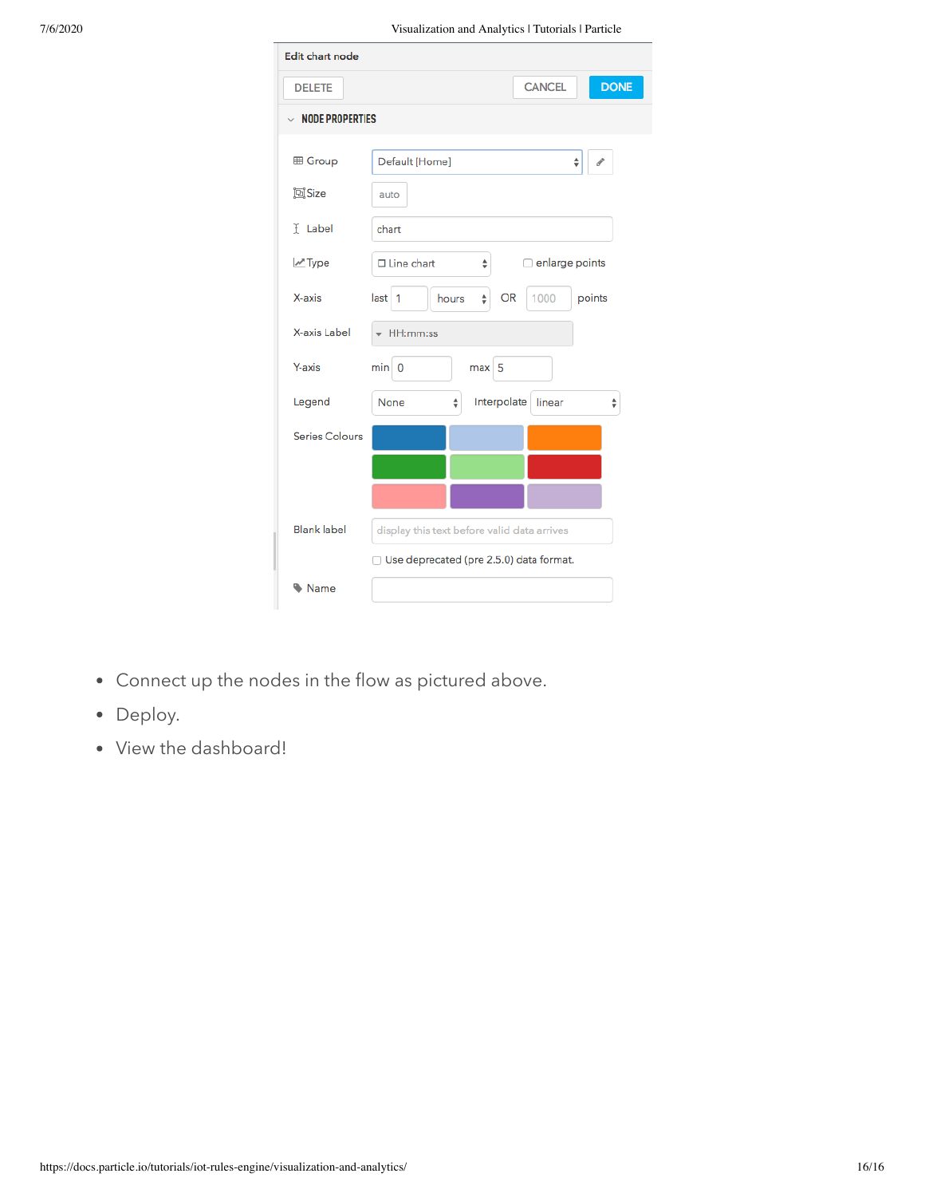- Connect up the nodes in the flow as pictured above.
- Deploy.
- View the dashboard!